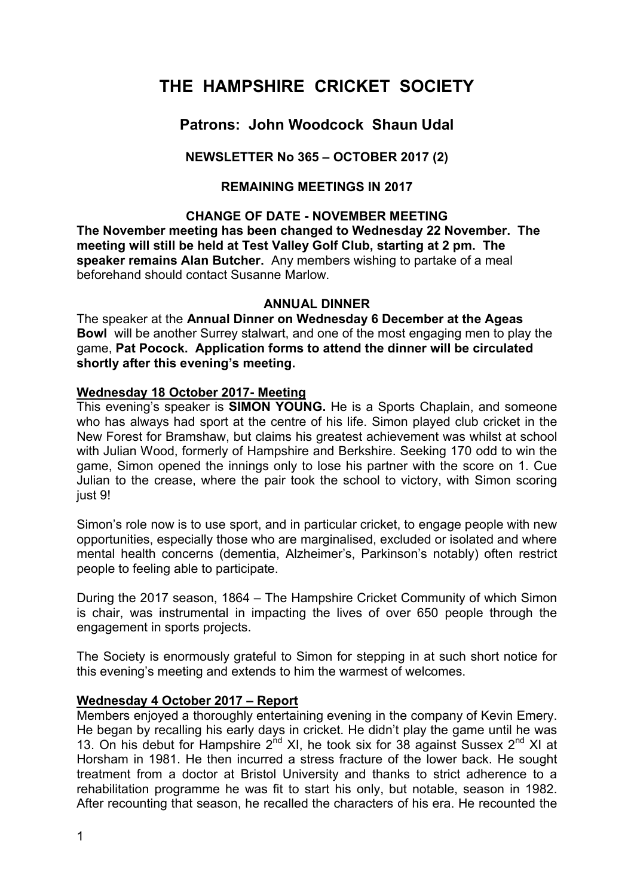# THE HAMPSHIRE CRICKET SOCIETY

## Patrons: John Woodcock Shaun Udal

### NEWSLETTER No 365 – OCTOBER 2017 (2)

### REMAINING MEETINGS IN 2017

#### CHANGE OF DATE - NOVEMBER MEETING

**The November meeting has been changed to Wednesday 22 November. The meeting will still be held at Test Valley Golf Club, starting at 2 pm. The speaker remains Alan Butcher.** Any members wishing to partake of a meal beforehand should contact Susanne Marlow.

#### ANNUAL DINNER

The speaker at the **Annual Dinner on Wednesday 6 December at the Ageas Bowl** will be another Surrey stalwart, and one of the most engaging men to play the game, **Pat Pocock. Application forms to attend the dinner will be circulated shortly after this evening's meeting.**

**Wednesday 18 October 2017- Meeting**

This evening's speaker is **SIMON YOUNG.** He is a Sports Chaplain, and someone who has always had sport at the centre of his life. Simon played club cricket in the New Forest for Bramshaw, but claims his greatest achievement was whilst at school with Julian Wood, formerly of Hampshire and Berkshire. Seeking 170 odd to win the game, Simon opened the innings only to lose his partner with the score on 1. Cue Julian to the crease, where the pair took the school to victory, with Simon scoring just 9!

Simon's role now is to use sport, and in particular cricket, to engage people with new opportunities, especially those who are marginalised, excluded or isolated and where mental health concerns (dementia, Alzheimer's, Parkinson's notably) often restrict people to feeling able to participate.

During the 2017 season, 1864 – The Hampshire Cricket Community of which Simon is chair, was instrumental in impacting the lives of over 650 people through the engagement in sports projects.

The Society is enormously grateful to Simon for stepping in at such short notice for this evening's meeting and extends to him the warmest of welcomes.

**Wednesday 4 October 2017 – Report**

Members enjoyed a thoroughly entertaining evening in the company of Kevin Emery. He began by recalling his early days in cricket. He didn't play the game until he was 13. On his debut for Hampshire 2nd XI, he took six for 38 against Sussex 2nd XI at Horsham in 1981. He then incurred a stress fracture of the lower back. He sought treatment from a doctor at Bristol University and thanks to strict adherence to a rehabilitation programme he was fit to start his only, but notable, season in 1982. After recounting that season, he recalled the characters of his era. He recounted the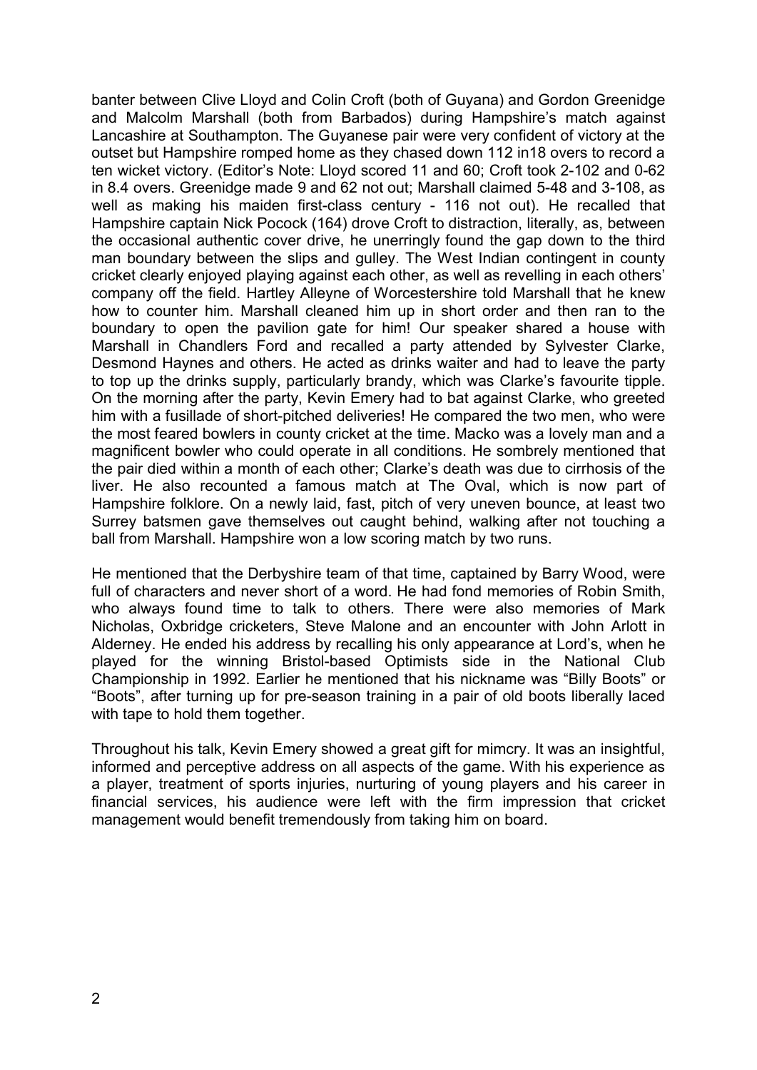banter between Clive Lloyd and Colin Croft (both of Guyana) and Gordon Greenidge and Malcolm Marshall (both from Barbados) during Hampshire's match against Lancashire at Southampton. The Guyanese pair were very confident of victory at the outset but Hampshire romped home as they chased down 112 in18 overs to record a ten wicket victory. (Editor's Note: Lloyd scored 11 and 60; Croft took 2-102 and 0-62 in 8.4 overs. Greenidge made 9 and 62 not out; Marshall claimed 5-48 and 3-108, as well as making his maiden first-class century - 116 not out). He recalled that Hampshire captain Nick Pocock (164) drove Croft to distraction, literally, as, between the occasional authentic cover drive, he unerringly found the gap down to the third man boundary between the slips and gulley. The West Indian contingent in county cricket clearly enjoyed playing against each other, as well as revelling in each others' company off the field. Hartley Alleyne of Worcestershire told Marshall that he knew how to counter him. Marshall cleaned him up in short order and then ran to the boundary to open the pavilion gate for him! Our speaker shared a house with Marshall in Chandlers Ford and recalled a party attended by Sylvester Clarke, Desmond Haynes and others. He acted as drinks waiter and had to leave the party to top up the drinks supply, particularly brandy, which was Clarke's favourite tipple. On the morning after the party, Kevin Emery had to bat against Clarke, who greeted him with a fusillade of short-pitched deliveries! He compared the two men, who were the most feared bowlers in county cricket at the time. Macko was a lovely man and a magnificent bowler who could operate in all conditions. He sombrely mentioned that the pair died within a month of each other; Clarke's death was due to cirrhosis of the liver. He also recounted a famous match at The Oval, which is now part of Hampshire folklore. On a newly laid, fast, pitch of very uneven bounce, at least two Surrey batsmen gave themselves out caught behind, walking after not touching a ball from Marshall. Hampshire won a low scoring match by two runs.

He mentioned that the Derbyshire team of that time, captained by Barry Wood, were full of characters and never short of a word. He had fond memories of Robin Smith, who always found time to talk to others. There were also memories of Mark Nicholas, Oxbridge cricketers, Steve Malone and an encounter with John Arlott in Alderney. He ended his address by recalling his only appearance at Lord's, when he played for the winning Bristol-based Optimists side in the National Club Championship in 1992. Earlier he mentioned that his nickname was "Billy Boots" or "Boots", after turning up for pre-season training in a pair of old boots liberally laced with tape to hold them together.

Throughout his talk, Kevin Emery showed a great gift for mimcry. It was an insightful, informed and perceptive address on all aspects of the game. With his experience as a player, treatment of sports injuries, nurturing of young players and his career in financial services, his audience were left with the firm impression that cricket management would benefit tremendously from taking him on board.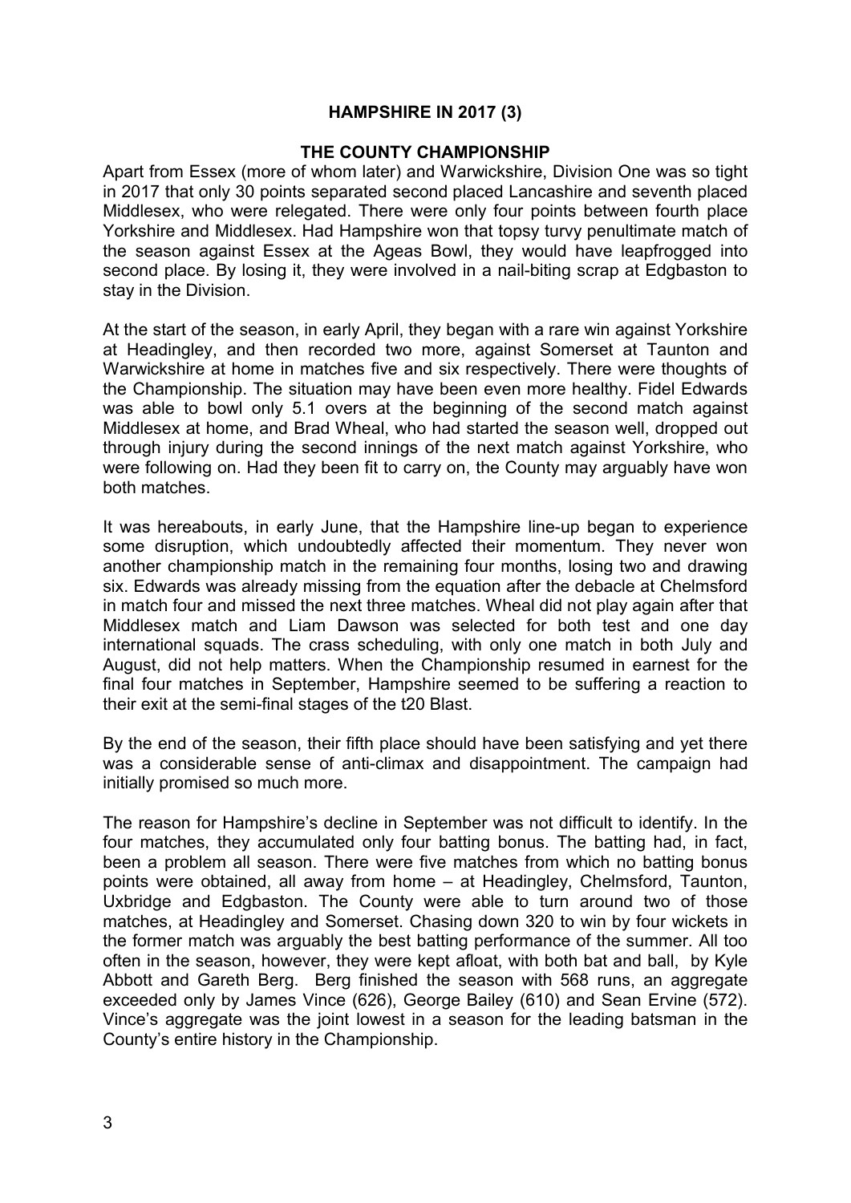## HAMPSHIRE IN 2017 (3)

### THE COUNTY CHAMPIONSHIP

Apart from Essex (more of whom later) and Warwickshire, Division One was so tight in 2017 that only 30 points separated second placed Lancashire and seventh placed Middlesex, who were relegated. There were only four points between fourth place Yorkshire and Middlesex. Had Hampshire won that topsy turvy penultimate match of the season against Essex at the Ageas Bowl, they would have leapfrogged into second place. By losing it, they were involved in a nail-biting scrap at Edgbaston to stay in the Division.

At the start of the season, in early April, they began with a rare win against Yorkshire at Headingley, and then recorded two more, against Somerset at Taunton and Warwickshire at home in matches five and six respectively. There were thoughts of the Championship. The situation may have been even more healthy. Fidel Edwards was able to bowl only 5.1 overs at the beginning of the second match against Middlesex at home, and Brad Wheal, who had started the season well, dropped out through injury during the second innings of the next match against Yorkshire, who were following on. Had they been fit to carry on, the County may arguably have won both matches.

It was hereabouts, in early June, that the Hampshire line-up began to experience some disruption, which undoubtedly affected their momentum. They never won another championship match in the remaining four months, losing two and drawing six. Edwards was already missing from the equation after the debacle at Chelmsford in match four and missed the next three matches. Wheal did not play again after that Middlesex match and Liam Dawson was selected for both test and one day international squads. The crass scheduling, with only one match in both July and August, did not help matters. When the Championship resumed in earnest for the final four matches in September, Hampshire seemed to be suffering a reaction to their exit at the semi-final stages of the t20 Blast.

By the end of the season, their fifth place should have been satisfying and yet there was a considerable sense of anti-climax and disappointment. The campaign had initially promised so much more.

The reason for Hampshire's decline in September was not difficult to identify. In the four matches, they accumulated only four batting bonus. The batting had, in fact, been a problem all season. There were five matches from which no batting bonus points were obtained, all away from home – at Headingley, Chelmsford, Taunton, Uxbridge and Edgbaston. The County were able to turn around two of those matches, at Headingley and Somerset. Chasing down 320 to win by four wickets in the former match was arguably the best batting performance of the summer. All too often in the season, however, they were kept afloat, with both bat and ball, by Kyle Abbott and Gareth Berg. Berg finished the season with 568 runs, an aggregate exceeded only by James Vince (626), George Bailey (610) and Sean Ervine (572). Vince's aggregate was the joint lowest in a season for the leading batsman in the County's entire history in the Championship.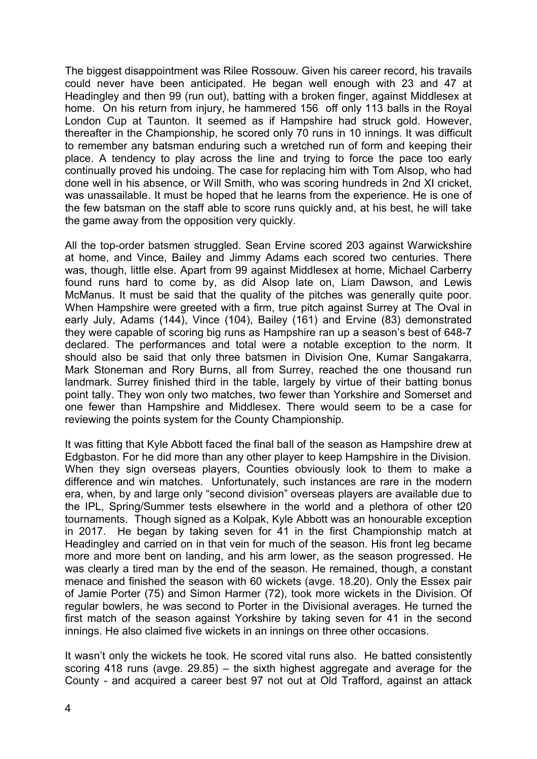The biggest disappointment was Rilee Rossouw. Given his career record, his travails could never have been anticipated. He began well enough with 23 and 47 at Headingley and then 99 (run out), batting with a broken finger, against Middlesex at home. On his return from injury, he hammered 156 off only 113 balls in the Royal London Cup at Taunton. It seemed as if Hampshire had struck gold. However, thereafter in the Championship, he scored only 70 runs in 10 innings. It was difficult to remember any batsman enduring such a wretched run of form and keeping their place. A tendency to play across the line and trying to force the pace too early continually proved his undoing. The case for replacing him with Tom Alsop, who had done well in his absence, or Will Smith, who was scoring hundreds in 2nd XI cricket, was unassailable. It must be hoped that he learns from the experience. He is one of the few batsman on the staff able to score runs quickly and, at his best, he will take the game away from the opposition very quickly.

All the top-order batsmen struggled. Sean Ervine scored 203 against Warwickshire at home, and Vince, Bailey and Jimmy Adams each scored two centuries. There was, though, little else. Apart from 99 against Middlesex at home, Michael Carberry found runs hard to come by, as did Alsop late on, Liam Dawson, and Lewis McManus. It must be said that the quality of the pitches was generally quite poor. When Hampshire were greeted with a firm, true pitch against Surrey at The Oval in early July, Adams (144), Vince (104), Bailey (161) and Ervine (83) demonstrated they were capable of scoring big runs as Hampshire ran up a season's best of 648-7 declared. The performances and total were a notable exception to the norm. It should also be said that only three batsmen in Division One, Kumar Sangakarra, Mark Stoneman and Rory Burns, all from Surrey, reached the one thousand run landmark. Surrey finished third in the table, largely by virtue of their batting bonus point tally. They won only two matches, two fewer than Yorkshire and Somerset and one fewer than Hampshire and Middlesex. There would seem to be a case for reviewing the points system for the County Championship.

It was fitting that Kyle Abbott faced the final ball of the season as Hampshire drew at Edgbaston. For he did more than any other player to keep Hampshire in the Division. When they sign overseas players, Counties obviously look to them to make a difference and win matches. Unfortunately, such instances are rare in the modern era, when, by and large only "second division" overseas players are available due to the IPL, Spring/Summer tests elsewhere in the world and a plethora of other t20 tournaments. Though signed as a Kolpak, Kyle Abbott was an honourable exception in 2017. He began by taking seven for 41 in the first Championship match at Headingley and carried on in that vein for much of the season. His front leg became more and more bent on landing, and his arm lower, as the season progressed. He was clearly a tired man by the end of the season. He remained, though, a constant menace and finished the season with 60 wickets (avge. 18.20). Only the Essex pair of Jamie Porter (75) and Simon Harmer (72), took more wickets in the Division. Of regular bowlers, he was second to Porter in the Divisional averages. He turned the first match of the season against Yorkshire by taking seven for 41 in the second innings. He also claimed five wickets in an innings on three other occasions.

It wasn't only the wickets he took. He scored vital runs also. He batted consistently scoring 418 runs (avge. 29.85) – the sixth highest aggregate and average for the County - and acquired a career best 97 not out at Old Trafford, against an attack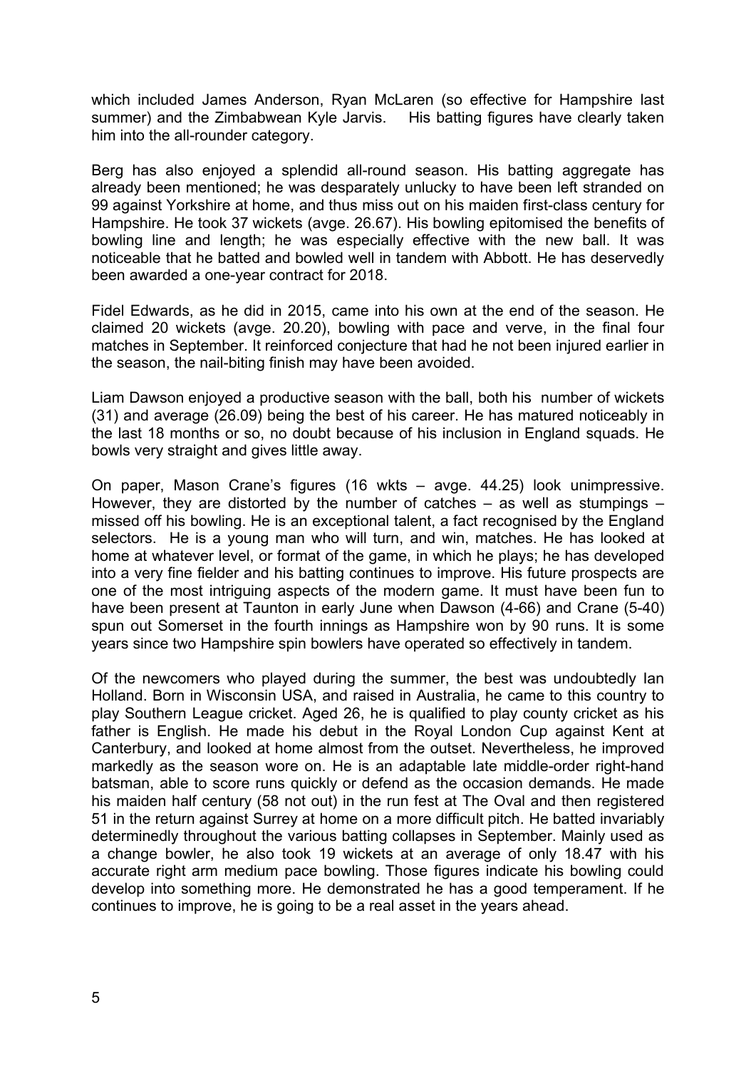which included James Anderson, Ryan McLaren (so effective for Hampshire last summer) and the Zimbabwean Kyle Jarvis. His batting figures have clearly taken him into the all-rounder category.

Berg has also enjoyed a splendid all-round season. His batting aggregate has already been mentioned; he was desparately unlucky to have been left stranded on 99 against Yorkshire at home, and thus miss out on his maiden first-class century for Hampshire. He took 37 wickets (avge. 26.67). His bowling epitomised the benefits of bowling line and length; he was especially effective with the new ball. It was noticeable that he batted and bowled well in tandem with Abbott. He has deservedly been awarded a one-year contract for 2018.

Fidel Edwards, as he did in 2015, came into his own at the end of the season. He claimed 20 wickets (avge. 20.20), bowling with pace and verve, in the final four matches in September. It reinforced conjecture that had he not been injured earlier in the season, the nail-biting finish may have been avoided.

Liam Dawson enjoyed a productive season with the ball, both his number of wickets (31) and average (26.09) being the best of his career. He has matured noticeably in the last 18 months or so, no doubt because of his inclusion in England squads. He bowls very straight and gives little away.

On paper, Mason Crane's figures (16 wkts – avge. 44.25) look unimpressive. However, they are distorted by the number of catches – as well as stumpings – missed off his bowling. He is an exceptional talent, a fact recognised by the England selectors. He is a young man who will turn, and win, matches. He has looked at home at whatever level, or format of the game, in which he plays; he has developed into a very fine fielder and his batting continues to improve. His future prospects are one of the most intriguing aspects of the modern game. It must have been fun to have been present at Taunton in early June when Dawson (4-66) and Crane (5-40) spun out Somerset in the fourth innings as Hampshire won by 90 runs. It is some years since two Hampshire spin bowlers have operated so effectively in tandem.

Of the newcomers who played during the summer, the best was undoubtedly Ian Holland. Born in Wisconsin USA, and raised in Australia, he came to this country to play Southern League cricket. Aged 26, he is qualified to play county cricket as his father is English. He made his debut in the Royal London Cup against Kent at Canterbury, and looked at home almost from the outset. Nevertheless, he improved markedly as the season wore on. He is an adaptable late middle-order right-hand batsman, able to score runs quickly or defend as the occasion demands. He made his maiden half century (58 not out) in the run fest at The Oval and then registered 51 in the return against Surrey at home on a more difficult pitch. He batted invariably determinedly throughout the various batting collapses in September. Mainly used as a change bowler, he also took 19 wickets at an average of only 18.47 with his accurate right arm medium pace bowling. Those figures indicate his bowling could develop into something more. He demonstrated he has a good temperament. If he continues to improve, he is going to be a real asset in the years ahead.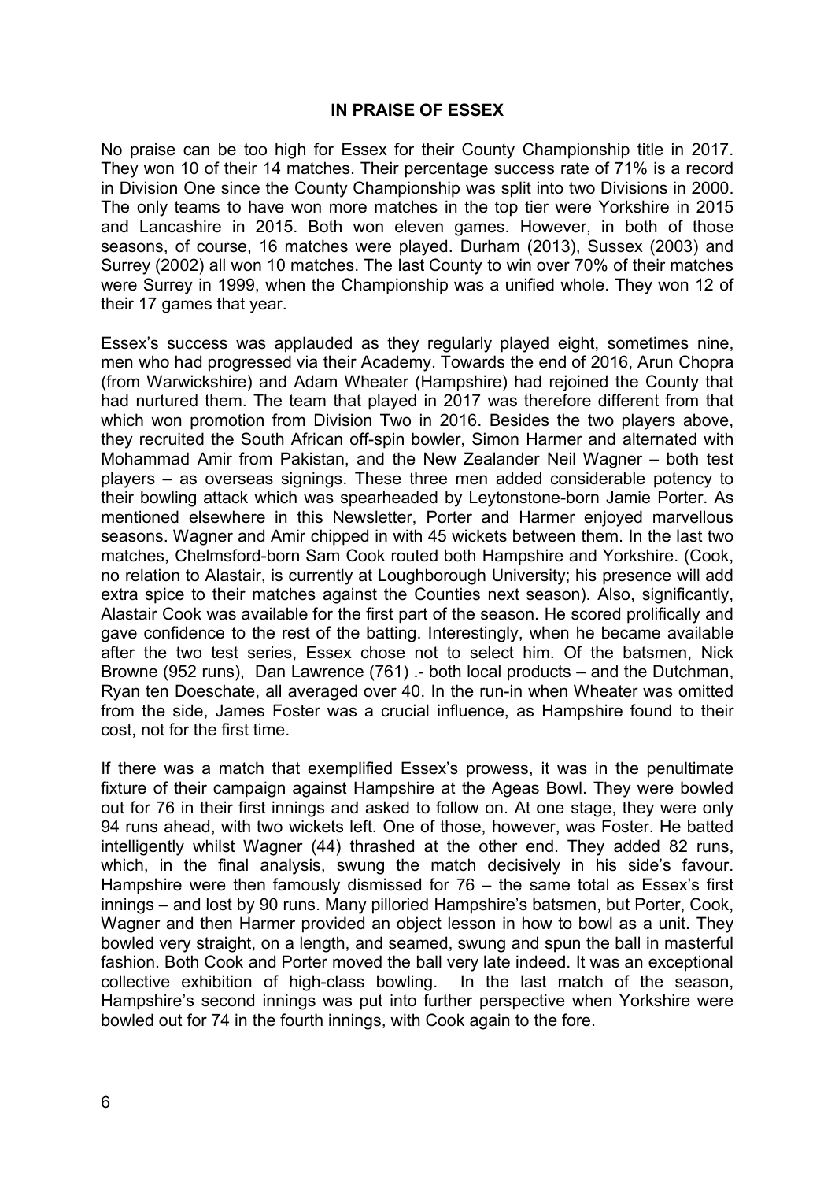## IN PRAISE OF ESSEX

No praise can be too high for Essex for their County Championship title in 2017. They won 10 of their 14 matches. Their percentage success rate of 71% is a record in Division One since the County Championship was split into two Divisions in 2000. The only teams to have won more matches in the top tier were Yorkshire in 2015 and Lancashire in 2015. Both won eleven games. However, in both of those seasons, of course, 16 matches were played. Durham (2013), Sussex (2003) and Surrey (2002) all won 10 matches. The last County to win over 70% of their matches were Surrey in 1999, when the Championship was a unified whole. They won 12 of their 17 games that year.

Essex's success was applauded as they regularly played eight, sometimes nine, men who had progressed via their Academy. Towards the end of 2016, Arun Chopra (from Warwickshire) and Adam Wheater (Hampshire) had rejoined the County that had nurtured them. The team that played in 2017 was therefore different from that which won promotion from Division Two in 2016. Besides the two players above, they recruited the South African off-spin bowler, Simon Harmer and alternated with Mohammad Amir from Pakistan, and the New Zealander Neil Wagner – both test players – as overseas signings. These three men added considerable potency to their bowling attack which was spearheaded by Leytonstone-born Jamie Porter. As mentioned elsewhere in this Newsletter, Porter and Harmer enjoyed marvellous seasons. Wagner and Amir chipped in with 45 wickets between them. In the last two matches, Chelmsford-born Sam Cook routed both Hampshire and Yorkshire. (Cook, no relation to Alastair, is currently at Loughborough University; his presence will add extra spice to their matches against the Counties next season). Also, significantly, Alastair Cook was available for the first part of the season. He scored prolifically and gave confidence to the rest of the batting. Interestingly, when he became available after the two test series, Essex chose not to select him. Of the batsmen, Nick Browne (952 runs), Dan Lawrence (761) .- both local products – and the Dutchman, Ryan ten Doeschate, all averaged over 40. In the run-in when Wheater was omitted from the side, James Foster was a crucial influence, as Hampshire found to their cost, not for the first time.

If there was a match that exemplified Essex's prowess, it was in the penultimate fixture of their campaign against Hampshire at the Ageas Bowl. They were bowled out for 76 in their first innings and asked to follow on. At one stage, they were only 94 runs ahead, with two wickets left. One of those, however, was Foster. He batted intelligently whilst Wagner (44) thrashed at the other end. They added 82 runs, which, in the final analysis, swung the match decisively in his side's favour. Hampshire were then famously dismissed for 76 – the same total as Essex's first innings – and lost by 90 runs. Many pilloried Hampshire's batsmen, but Porter, Cook, Wagner and then Harmer provided an object lesson in how to bowl as a unit. They bowled very straight, on a length, and seamed, swung and spun the ball in masterful fashion. Both Cook and Porter moved the ball very late indeed. It was an exceptional collective exhibition of high-class bowling. In the last match of the season, Hampshire's second innings was put into further perspective when Yorkshire were bowled out for 74 in the fourth innings, with Cook again to the fore.